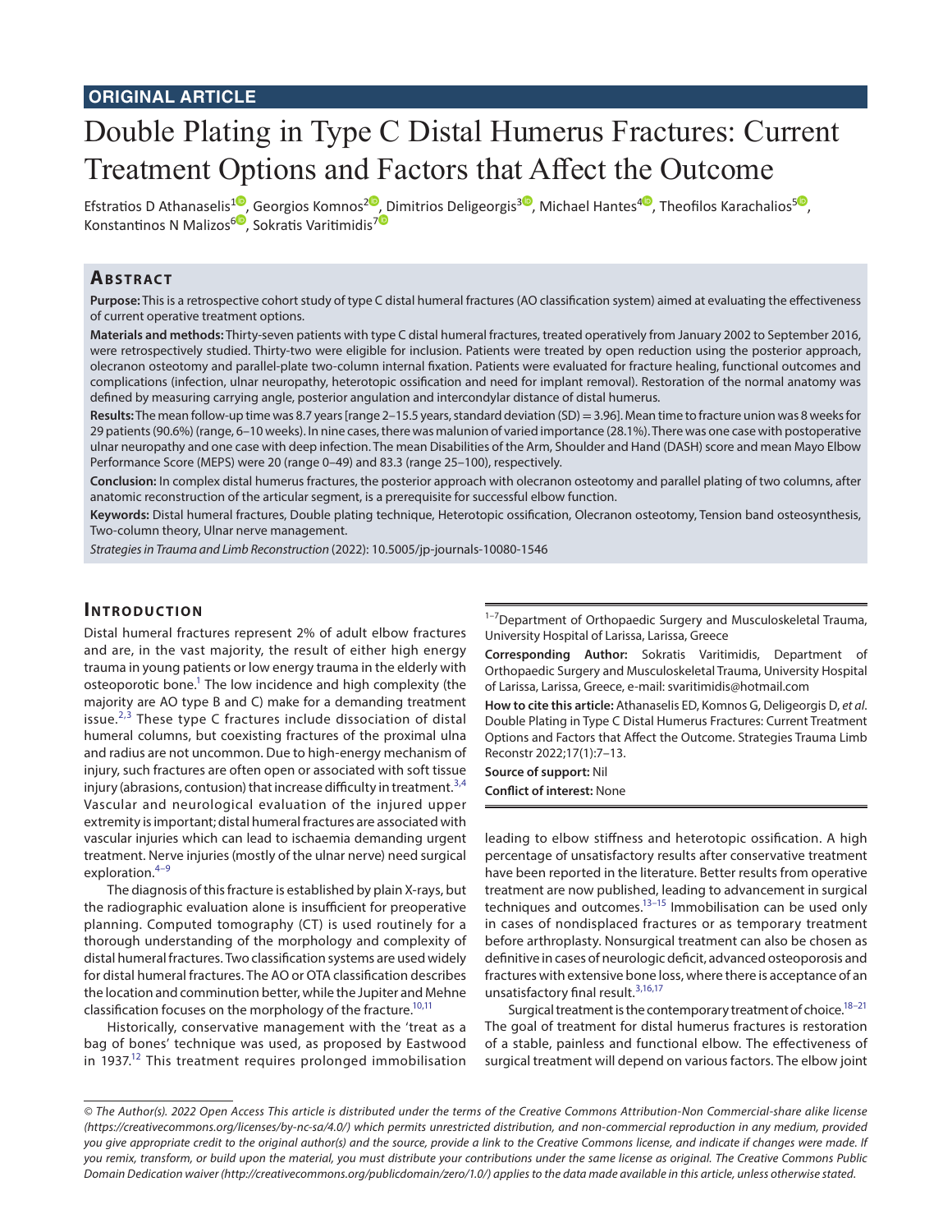ORIGINAL ARTICLE

# Double Plating in Type C Distal Humerus Fractures: Current Treatment Options and Factors that Affect the Outcome

Efstratios D Athanaselis[1], Georgios Komnos[2], Dimitrios Deligeorgis[3], Michael Hantes[4], Theofilos Karachalios[5], Konstantinos N Malizos[6], Sokratis Varitimidis[7]

## Abstract

**Purpose:** This is a retrospective cohort study of type C distal humeral fractures (AO classification system) aimed at evaluating the effectiveness of current operative treatment options.

**Materials and methods:** Thirty-seven patients with type C distal humeral fractures, treated operatively from January 2002 to September 2016, were retrospectively studied. Thirty-two were eligible for inclusion. Patients were treated by open reduction using the posterior approach, olecranon osteotomy and parallel-plate two-column internal fixation. Patients were evaluated for fracture healing, functional outcomes and complications (infection, ulnar neuropathy, heterotopic ossification and need for implant removal). Restoration of the normal anatomy was defined by measuring carrying angle, posterior angulation and intercondylar distance of distal humerus.

**Results:** The mean follow-up time was 8.7 years [range 2–15.5 years, standard deviation (SD) = 3.96]. Mean time to fracture union was 8 weeks for 29 patients (90.6%) (range, 6–10 weeks). In nine cases, there was malunion of varied importance (28.1%). There was one case with postoperative ulnar neuropathy and one case with deep infection. The mean Disabilities of the Arm, Shoulder and Hand (DASH) score and mean Mayo Elbow Performance Score (MEPS) were 20 (range 0–49) and 83.3 (range 25–100), respectively.

**Conclusion:** In complex distal humerus fractures, the posterior approach with olecranon osteotomy and parallel plating of two columns, after anatomic reconstruction of the articular segment, is a prerequisite for successful elbow function.

**Keywords:** Distal humeral fractures, Double plating technique, Heterotopic ossification, Olecranon osteotomy, Tension band osteosynthesis, Two-column theory, Ulnar nerve management.

*Strategies in Trauma and Limb Reconstruction* (2022): 10.5005/jp-journals-10080-1546

## Introduction

Distal humeral fractures represent 2% of adult elbow fractures and are, in the vast majority, the result of either high energy trauma in young patients or low energy trauma in the elderly with osteoporotic bone.[1] The low incidence and high complexity (the majority are AO type B and C) make for a demanding treatment issue.[2,3] These type C fractures include dissociation of distal humeral columns, but coexisting fractures of the proximal ulna and radius are not uncommon. Due to high-energy mechanism of injury, such fractures are often open or associated with soft tissue injury (abrasions, contusion) that increase difficulty in treatment.[3,4] Vascular and neurological evaluation of the injured upper extremity is important; distal humeral fractures are associated with vascular injuries which can lead to ischaemia demanding urgent treatment. Nerve injuries (mostly of the ulnar nerve) need surgical exploration.[4–9]

The diagnosis of this fracture is established by plain X-rays, but the radiographic evaluation alone is insufficient for preoperative planning. Computed tomography (CT) is used routinely for a thorough understanding of the morphology and complexity of distal humeral fractures. Two classification systems are used widely for distal humeral fractures. The AO or OTA classification describes the location and comminution better, while the Jupiter and Mehne classification focuses on the morphology of the fracture.[10,11]

Historically, conservative management with the 'treat as a bag of bones' technique was used, as proposed by Eastwood in 1937.[12] This treatment requires prolonged immobilisation leading to elbow stiffness and heterotopic ossification. A high percentage of unsatisfactory results after conservative treatment have been reported in the literature. Better results from operative treatment are now published, leading to advancement in surgical techniques and outcomes.[13–15] Immobilisation can be used only in cases of nondisplaced fractures or as temporary treatment before arthroplasty. Nonsurgical treatment can also be chosen as definitive in cases of neurologic deficit, advanced osteoporosis and fractures with extensive bone loss, where there is acceptance of an unsatisfactory final result.[3,16,17]

Surgical treatment is the contemporary treatment of choice.[18–21] The goal of treatment for distal humerus fractures is restoration of a stable, painless and functional elbow. The effectiveness of surgical treatment will depend on various factors. The elbow joint

[1–7]Department of Orthopaedic Surgery and Musculoskeletal Trauma, University Hospital of Larissa, Larissa, Greece

**Corresponding Author:** Sokratis Varitimidis, Department of Orthopaedic Surgery and Musculoskeletal Trauma, University Hospital of Larissa, Larissa, Greece, e-mail: svaritimidis@hotmail.com

**How to cite this article:** Athanaselis ED, Komnos G, Deligeorgis D, *et al*. Double Plating in Type C Distal Humerus Fractures: Current Treatment Options and Factors that Affect the Outcome. Strategies Trauma Limb Reconstr 2022;17(1):7–13.

**Source of support:** Nil

**Conflict of interest:** None

*© The Author(s). 2022 Open Access This article is distributed under the terms of the Creative Commons Attribution-Non Commercial-share alike license (https://creativecommons.org/licenses/by-nc-sa/4.0/) which permits unrestricted distribution, and non-commercial reproduction in any medium, provided you give appropriate credit to the original author(s) and the source, provide a link to the Creative Commons license, and indicate if changes were made. If you remix, transform, or build upon the material, you must distribute your contributions under the same license as original. The Creative Commons Public Domain Dedication waiver (http://creativecommons.org/publicdomain/zero/1.0/) applies to the data made available in this article, unless otherwise stated.*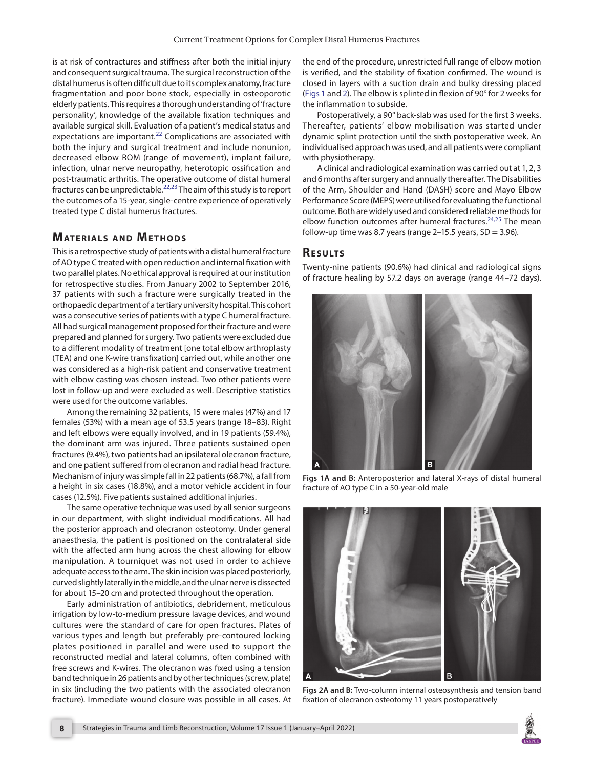is at risk of contractures and stiffness after both the initial injury and consequent surgical trauma. The surgical reconstruction of the distal humerus is often difficult due to its complex anatomy, fracture fragmentation and poor bone stock, especially in osteoporotic elderly patients. This requires a thorough understanding of 'fracture personality', knowledge of the available fixation techniques and available surgical skill. Evaluation of a patient's medical status and expectations are important.[22] Complications are associated with both the injury and surgical treatment and include nonunion, decreased elbow ROM (range of movement), implant failure, infection, ulnar nerve neuropathy, heterotopic ossification and post-traumatic arthritis. The operative outcome of distal humeral fractures can be unpredictable.[22,23] The aim of this study is to report the outcomes of a 15-year, single-centre experience of operatively treated type C distal humerus fractures.

## Materials and Methods

This is a retrospective study of patients with a distal humeral fracture of AO type C treated with open reduction and internal fixation with two parallel plates. No ethical approval is required at our institution for retrospective studies. From January 2002 to September 2016, 37 patients with such a fracture were surgically treated in the orthopaedic department of a tertiary university hospital. This cohort was a consecutive series of patients with a type C humeral fracture. All had surgical management proposed for their fracture and were prepared and planned for surgery. Two patients were excluded due to a different modality of treatment [one total elbow arthroplasty (TEA) and one K-wire transfixation] carried out, while another one was considered as a high-risk patient and conservative treatment with elbow casting was chosen instead. Two other patients were lost in follow-up and were excluded as well. Descriptive statistics were used for the outcome variables.

Among the remaining 32 patients, 15 were males (47%) and 17 females (53%) with a mean age of 53.5 years (range 18–83). Right and left elbows were equally involved, and in 19 patients (59.4%), the dominant arm was injured. Three patients sustained open fractures (9.4%), two patients had an ipsilateral olecranon fracture, and one patient suffered from olecranon and radial head fracture. Mechanism of injury was simple fall in 22 patients (68.7%), a fall from a height in six cases (18.8%), and a motor vehicle accident in four cases (12.5%). Five patients sustained additional injuries.

The same operative technique was used by all senior surgeons in our department, with slight individual modifications. All had the posterior approach and olecranon osteotomy. Under general anaesthesia, the patient is positioned on the contralateral side with the affected arm hung across the chest allowing for elbow manipulation. A tourniquet was not used in order to achieve adequate access to the arm. The skin incision was placed posteriorly, curved slightly laterally in the middle, and the ulnar nerve is dissected for about 15–20 cm and protected throughout the operation.

Early administration of antibiotics, debridement, meticulous irrigation by low-to-medium pressure lavage devices, and wound cultures were the standard of care for open fractures. Plates of various types and length but preferably pre-contoured locking plates positioned in parallel and were used to support the reconstructed medial and lateral columns, often combined with free screws and K-wires. The olecranon was fixed using a tension band technique in 26 patients and by other techniques (screw, plate) in six (including the two patients with the associated olecranon fracture). Immediate wound closure was possible in all cases. At the end of the procedure, unrestricted full range of elbow motion is verified, and the stability of fixation confirmed. The wound is closed in layers with a suction drain and bulky dressing placed (Figs 1 and 2). The elbow is splinted in flexion of 90° for 2 weeks for the inflammation to subside.

Postoperatively, a 90° back-slab was used for the first 3 weeks. Thereafter, patients' elbow mobilisation was started under dynamic splint protection until the sixth postoperative week. An individualised approach was used, and all patients were compliant with physiotherapy.

A clinical and radiological examination was carried out at 1, 2, 3 and 6 months after surgery and annually thereafter. The Disabilities of the Arm, Shoulder and Hand (DASH) score and Mayo Elbow Performance Score (MEPS) were utilised for evaluating the functional outcome. Both are widely used and considered reliable methods for elbow function outcomes after humeral fractures.[24,25] The mean follow-up time was 8.7 years (range 2–15.5 years, SD = 3.96).

## Results

Twenty-nine patients (90.6%) had clinical and radiological signs of fracture healing by 57.2 days on average (range 44–72 days).

**Figs 1A and B:** Anteroposterior and lateral X-rays of distal humeral fracture of AO type C in a 50-year-old male

**Figs 2A and B:** Two-column internal osteosynthesis and tension band fixation of olecranon osteotomy 11 years postoperatively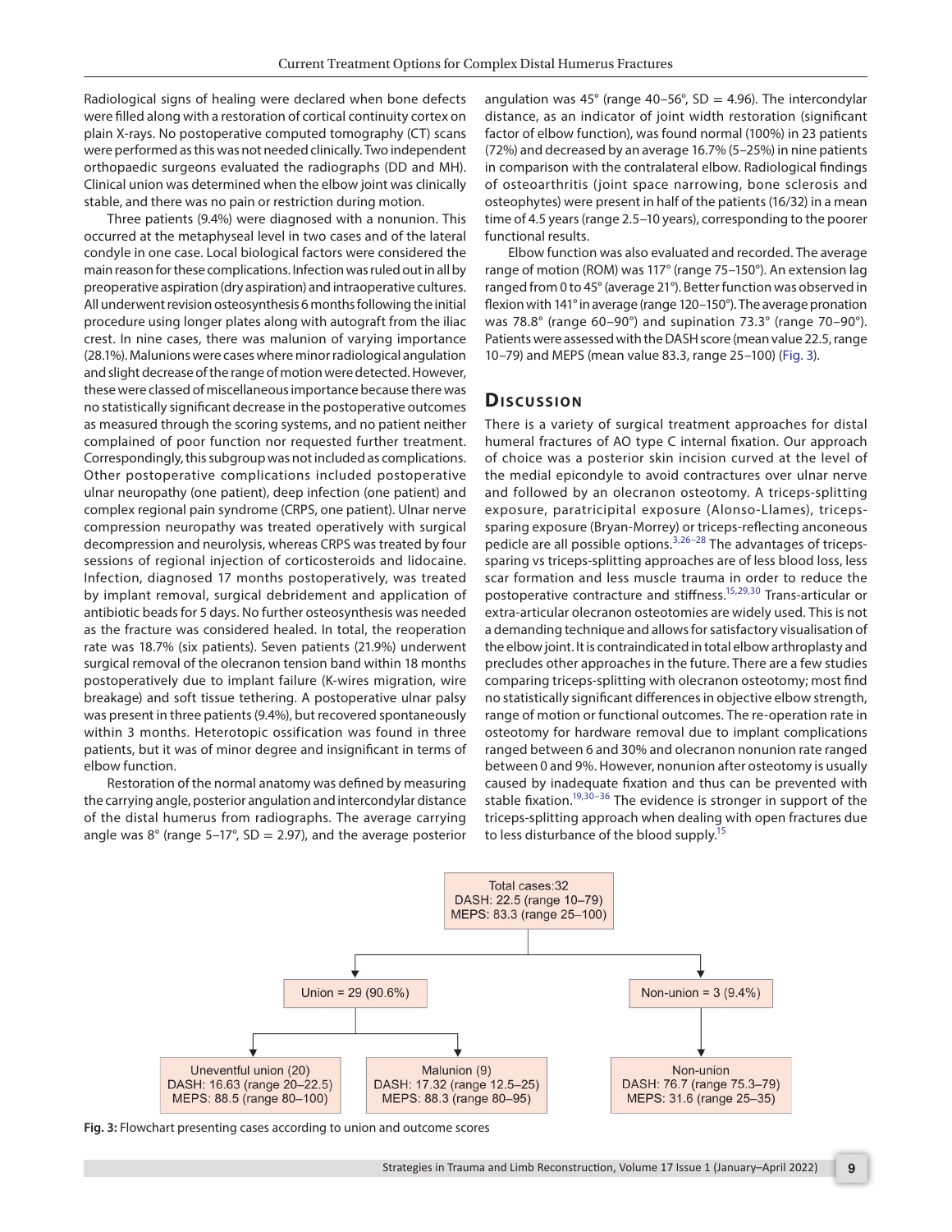Radiological signs of healing were declared when bone defects were filled along with a restoration of cortical continuity cortex on plain X-rays. No postoperative computed tomography (CT) scans were performed as this was not needed clinically. Two independent orthopaedic surgeons evaluated the radiographs (DD and MH). Clinical union was determined when the elbow joint was clinically stable, and there was no pain or restriction during motion.

Three patients (9.4%) were diagnosed with a nonunion. This occurred at the metaphyseal level in two cases and of the lateral condyle in one case. Local biological factors were considered the main reason for these complications. Infection was ruled out in all by preoperative aspiration (dry aspiration) and intraoperative cultures. All underwent revision osteosynthesis 6 months following the initial procedure using longer plates along with autograft from the iliac crest. In nine cases, there was malunion of varying importance (28.1%). Malunions were cases where minor radiological angulation and slight decrease of the range of motion were detected. However, these were classed of miscellaneous importance because there was no statistically significant decrease in the postoperative outcomes as measured through the scoring systems, and no patient neither complained of poor function nor requested further treatment. Correspondingly, this subgroup was not included as complications. Other postoperative complications included postoperative ulnar neuropathy (one patient), deep infection (one patient) and complex regional pain syndrome (CRPS, one patient). Ulnar nerve compression neuropathy was treated operatively with surgical decompression and neurolysis, whereas CRPS was treated by four sessions of regional injection of corticosteroids and lidocaine. Infection, diagnosed 17 months postoperatively, was treated by implant removal, surgical debridement and application of antibiotic beads for 5 days. No further osteosynthesis was needed as the fracture was considered healed. In total, the reoperation rate was 18.7% (six patients). Seven patients (21.9%) underwent surgical removal of the olecranon tension band within 18 months postoperatively due to implant failure (K-wires migration, wire breakage) and soft tissue tethering. A postoperative ulnar palsy was present in three patients (9.4%), but recovered spontaneously within 3 months. Heterotopic ossification was found in three patients, but it was of minor degree and insignificant in terms of elbow function.

Restoration of the normal anatomy was defined by measuring the carrying angle, posterior angulation and intercondylar distance of the distal humerus from radiographs. The average carrying angle was 8° (range 5–17°, SD = 2.97), and the average posterior angulation was 45° (range 40–56°, SD = 4.96). The intercondylar distance, as an indicator of joint width restoration (significant factor of elbow function), was found normal (100%) in 23 patients (72%) and decreased by an average 16.7% (5–25%) in nine patients in comparison with the contralateral elbow. Radiological findings of osteoarthritis (joint space narrowing, bone sclerosis and osteophytes) were present in half of the patients (16/32) in a mean time of 4.5 years (range 2.5–10 years), corresponding to the poorer functional results.

Elbow function was also evaluated and recorded. The average range of motion (ROM) was 117° (range 75–150°). An extension lag ranged from 0 to 45° (average 21°). Better function was observed in flexion with 141° in average (range 120–150°). The average pronation was 78.8° (range 60–90°) and supination 73.3° (range 70–90°). Patients were assessed with the DASH score (mean value 22.5, range 10–79) and MEPS (mean value 83.3, range 25–100) (Fig. 3).

## Discussion

There is a variety of surgical treatment approaches for distal humeral fractures of AO type C internal fixation. Our approach of choice was a posterior skin incision curved at the level of the medial epicondyle to avoid contractures over ulnar nerve and followed by an olecranon osteotomy. A triceps-splitting exposure, paratricipital exposure (Alonso-Llames), triceps-sparing exposure (Bryan-Morrey) or triceps-reflecting anconeous pedicle are all possible options.[3,26–28] The advantages of triceps-sparing vs triceps-splitting approaches are of less blood loss, less scar formation and less muscle trauma in order to reduce the postoperative contracture and stiffness.[15,29,30] Trans-articular or extra-articular olecranon osteotomies are widely used. This is not a demanding technique and allows for satisfactory visualisation of the elbow joint. It is contraindicated in total elbow arthroplasty and precludes other approaches in the future. There are a few studies comparing triceps-splitting with olecranon osteotomy; most find no statistically significant differences in objective elbow strength, range of motion or functional outcomes. The re-operation rate in osteotomy for hardware removal due to implant complications ranged between 6 and 30% and olecranon nonunion rate ranged between 0 and 9%. However, nonunion after osteotomy is usually caused by inadequate fixation and thus can be prevented with stable fixation.[19,30–36] The evidence is stronger in support of the triceps-splitting approach when dealing with open fractures due to less disturbance of the blood supply.[15]

Total cases: 32 — DASH: 22.5 (range 10–79); MEPS: 83.3 (range 25–100)
- Union = 29 (90.6%)
  - Uneventful union (20) — DASH: 16.63 (range 20–22.5); MEPS: 88.5 (range 80–100)
  - Malunion (9) — DASH: 17.32 (range 12.5–25); MEPS: 88.3 (range 80–95)
- Non-union = 3 (9.4%)
  - Non-union — DASH: 76.7 (range 75.3–79); MEPS: 31.6 (range 25–35)

**Fig. 3:** Flowchart presenting cases according to union and outcome scores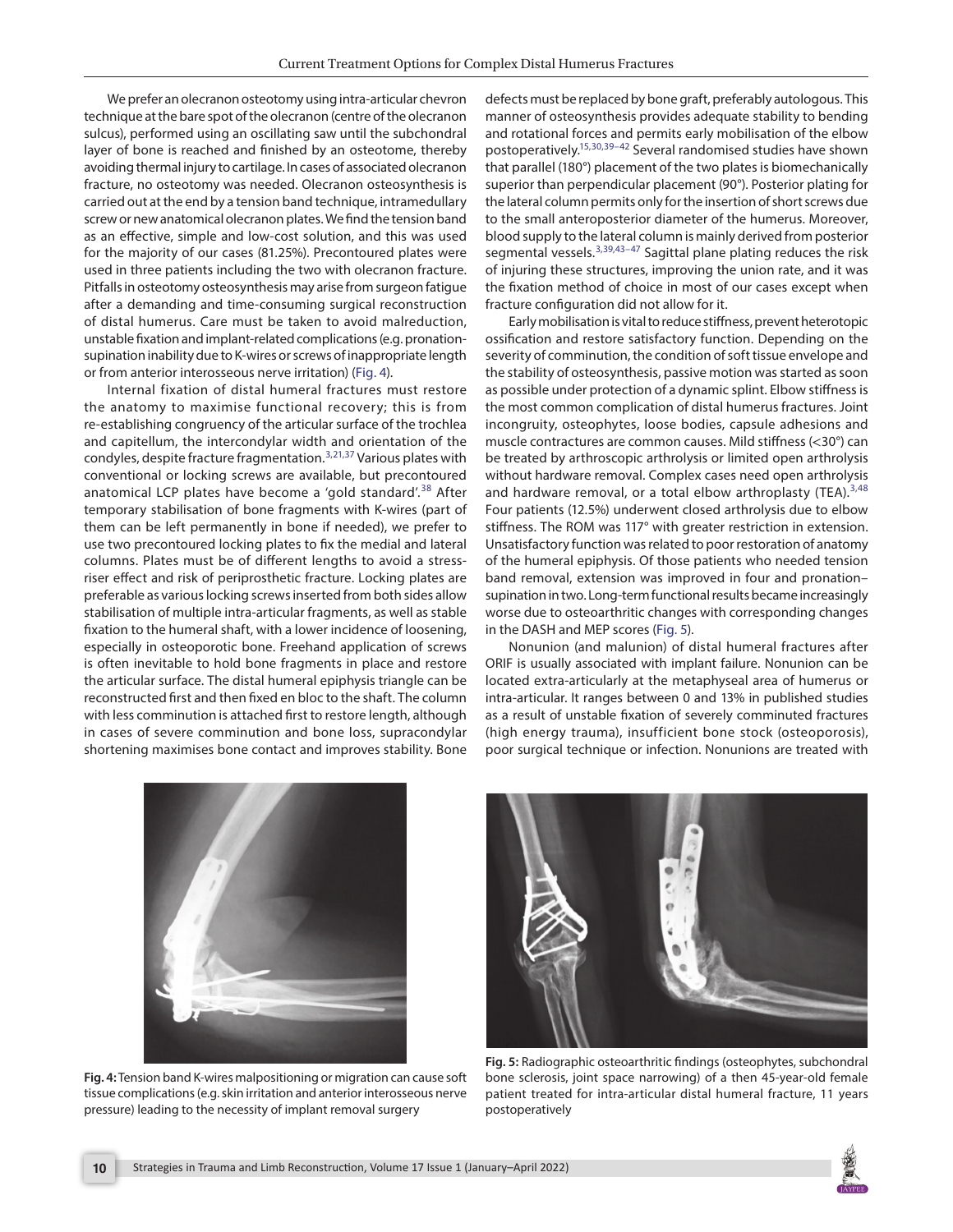We prefer an olecranon osteotomy using intra-articular chevron technique at the bare spot of the olecranon (centre of the olecranon sulcus), performed using an oscillating saw until the subchondral layer of bone is reached and finished by an osteotome, thereby avoiding thermal injury to cartilage. In cases of associated olecranon fracture, no osteotomy was needed. Olecranon osteosynthesis is carried out at the end by a tension band technique, intramedullary screw or new anatomical olecranon plates. We find the tension band as an effective, simple and low-cost solution, and this was used for the majority of our cases (81.25%). Precontoured plates were used in three patients including the two with olecranon fracture. Pitfalls in osteotomy osteosynthesis may arise from surgeon fatigue after a demanding and time-consuming surgical reconstruction of distal humerus. Care must be taken to avoid malreduction, unstable fixation and implant-related complications (e.g. pronation-supination inability due to K-wires or screws of inappropriate length or from anterior interosseous nerve irritation) (Fig. 4).

Internal fixation of distal humeral fractures must restore the anatomy to maximise functional recovery; this is from re-establishing congruency of the articular surface of the trochlea and capitellum, the intercondylar width and orientation of the condyles, despite fracture fragmentation.[3,21,37] Various plates with conventional or locking screws are available, but precontoured anatomical LCP plates have become a 'gold standard'.[38] After temporary stabilisation of bone fragments with K-wires (part of them can be left permanently in bone if needed), we prefer to use two precontoured locking plates to fix the medial and lateral columns. Plates must be of different lengths to avoid a stress-riser effect and risk of periprosthetic fracture. Locking plates are preferable as various locking screws inserted from both sides allow stabilisation of multiple intra-articular fragments, as well as stable fixation to the humeral shaft, with a lower incidence of loosening, especially in osteoporotic bone. Freehand application of screws is often inevitable to hold bone fragments in place and restore the articular surface. The distal humeral epiphysis triangle can be reconstructed first and then fixed en bloc to the shaft. The column with less comminution is attached first to restore length, although in cases of severe comminution and bone loss, supracondylar shortening maximises bone contact and improves stability. Bone defects must be replaced by bone graft, preferably autologous. This manner of osteosynthesis provides adequate stability to bending and rotational forces and permits early mobilisation of the elbow postoperatively.[15,30,39–42] Several randomised studies have shown that parallel (180°) placement of the two plates is biomechanically superior than perpendicular placement (90°). Posterior plating for the lateral column permits only for the insertion of short screws due to the small anteroposterior diameter of the humerus. Moreover, blood supply to the lateral column is mainly derived from posterior segmental vessels.[3,39,43–47] Sagittal plane plating reduces the risk of injuring these structures, improving the union rate, and it was the fixation method of choice in most of our cases except when fracture configuration did not allow for it.

Early mobilisation is vital to reduce stiffness, prevent heterotopic ossification and restore satisfactory function. Depending on the severity of comminution, the condition of soft tissue envelope and the stability of osteosynthesis, passive motion was started as soon as possible under protection of a dynamic splint. Elbow stiffness is the most common complication of distal humerus fractures. Joint incongruity, osteophytes, loose bodies, capsule adhesions and muscle contractures are common causes. Mild stiffness (<30°) can be treated by arthroscopic arthrolysis or limited open arthrolysis without hardware removal. Complex cases need open arthrolysis and hardware removal, or a total elbow arthroplasty (TEA).[3,48] Four patients (12.5%) underwent closed arthrolysis due to elbow stiffness. The ROM was 117° with greater restriction in extension. Unsatisfactory function was related to poor restoration of anatomy of the humeral epiphysis. Of those patients who needed tension band removal, extension was improved in four and pronation–supination in two. Long-term functional results became increasingly worse due to osteoarthritic changes with corresponding changes in the DASH and MEP scores (Fig. 5).

Nonunion (and malunion) of distal humeral fractures after ORIF is usually associated with implant failure. Nonunion can be located extra-articularly at the metaphyseal area of humerus or intra-articular. It ranges between 0 and 13% in published studies as a result of unstable fixation of severely comminuted fractures (high energy trauma), insufficient bone stock (osteoporosis), poor surgical technique or infection. Nonunions are treated with

**Fig. 4:** Tension band K-wires malpositioning or migration can cause soft tissue complications (e.g. skin irritation and anterior interosseous nerve pressure) leading to the necessity of implant removal surgery

**Fig. 5:** Radiographic osteoarthritic findings (osteophytes, subchondral bone sclerosis, joint space narrowing) of a then 45-year-old female patient treated for intra-articular distal humeral fracture, 11 years postoperatively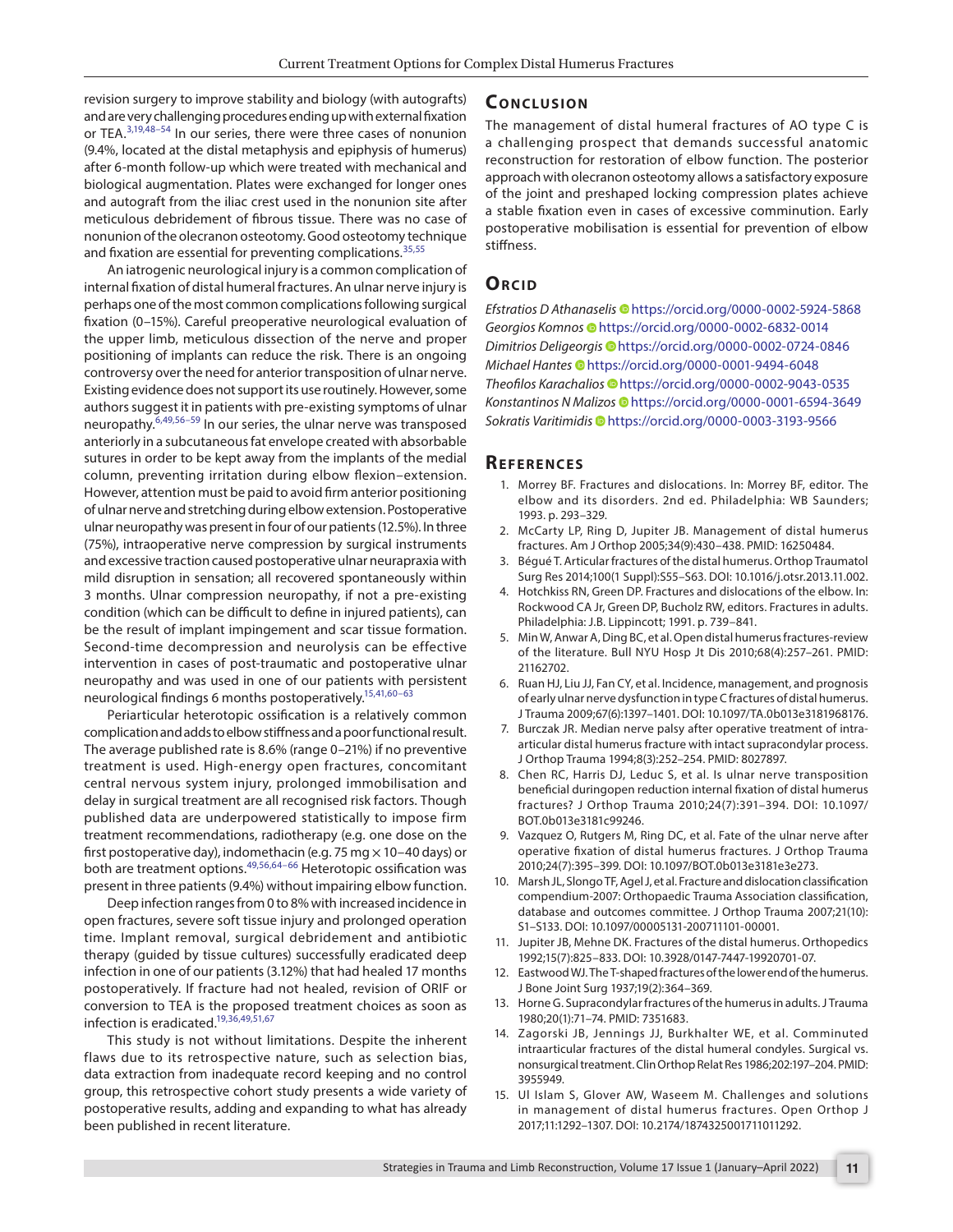revision surgery to improve stability and biology (with autografts) and are very challenging procedures ending up with external fixation or TEA.[3,19,48–54] In our series, there were three cases of nonunion (9.4%, located at the distal metaphysis and epiphysis of humerus) after 6-month follow-up which were treated with mechanical and biological augmentation. Plates were exchanged for longer ones and autograft from the iliac crest used in the nonunion site after meticulous debridement of fibrous tissue. There was no case of nonunion of the olecranon osteotomy. Good osteotomy technique and fixation are essential for preventing complications.[35,55]

An iatrogenic neurological injury is a common complication of internal fixation of distal humeral fractures. An ulnar nerve injury is perhaps one of the most common complications following surgical fixation (0–15%). Careful preoperative neurological evaluation of the upper limb, meticulous dissection of the nerve and proper positioning of implants can reduce the risk. There is an ongoing controversy over the need for anterior transposition of ulnar nerve. Existing evidence does not support its use routinely. However, some authors suggest it in patients with pre-existing symptoms of ulnar neuropathy.[6,49,56–59] In our series, the ulnar nerve was transposed anteriorly in a subcutaneous fat envelope created with absorbable sutures in order to be kept away from the implants of the medial column, preventing irritation during elbow flexion–extension. However, attention must be paid to avoid firm anterior positioning of ulnar nerve and stretching during elbow extension. Postoperative ulnar neuropathy was present in four of our patients (12.5%). In three (75%), intraoperative nerve compression by surgical instruments and excessive traction caused postoperative ulnar neurapraxia with mild disruption in sensation; all recovered spontaneously within 3 months. Ulnar compression neuropathy, if not a pre-existing condition (which can be difficult to define in injured patients), can be the result of implant impingement and scar tissue formation. Second-time decompression and neurolysis can be effective intervention in cases of post-traumatic and postoperative ulnar neuropathy and was used in one of our patients with persistent neurological findings 6 months postoperatively.[15,41,60–63]

Periarticular heterotopic ossification is a relatively common complication and adds to elbow stiffness and a poor functional result. The average published rate is 8.6% (range 0–21%) if no preventive treatment is used. High-energy open fractures, concomitant central nervous system injury, prolonged immobilisation and delay in surgical treatment are all recognised risk factors. Though published data are underpowered statistically to impose firm treatment recommendations, radiotherapy (e.g. one dose on the first postoperative day), indomethacin (e.g. 75 mg × 10–40 days) or both are treatment options.[49,56,64–66] Heterotopic ossification was present in three patients (9.4%) without impairing elbow function.

Deep infection ranges from 0 to 8% with increased incidence in open fractures, severe soft tissue injury and prolonged operation time. Implant removal, surgical debridement and antibiotic therapy (guided by tissue cultures) successfully eradicated deep infection in one of our patients (3.12%) that had healed 17 months postoperatively. If fracture had not healed, revision of ORIF or conversion to TEA is the proposed treatment choices as soon as infection is eradicated.[19,36,49,51,67]

This study is not without limitations. Despite the inherent flaws due to its retrospective nature, such as selection bias, data extraction from inadequate record keeping and no control group, this retrospective cohort study presents a wide variety of postoperative results, adding and expanding to what has already been published in recent literature.

## Conclusion

The management of distal humeral fractures of AO type C is a challenging prospect that demands successful anatomic reconstruction for restoration of elbow function. The posterior approach with olecranon osteotomy allows a satisfactory exposure of the joint and preshaped locking compression plates achieve a stable fixation even in cases of excessive comminution. Early postoperative mobilisation is essential for prevention of elbow stiffness.

## Orcid

*Efstratios D Athanaselis* https://orcid.org/0000-0002-5924-5868
*Georgios Komnos* https://orcid.org/0000-0002-6832-0014
*Dimitrios Deligeorgis* https://orcid.org/0000-0002-0724-0846
*Michael Hantes* https://orcid.org/0000-0001-9494-6048
*Theofilos Karachalios* https://orcid.org/0000-0002-9043-0535
*Konstantinos N Malizos* https://orcid.org/0000-0001-6594-3649
*Sokratis Varitimidis* https://orcid.org/0000-0003-3193-9566

## References

1. Morrey BF. Fractures and dislocations. In: Morrey BF, editor. The elbow and its disorders. 2nd ed. Philadelphia: WB Saunders; 1993. p. 293–329.
2. McCarty LP, Ring D, Jupiter JB. Management of distal humerus fractures. Am J Orthop 2005;34(9):430–438. PMID: 16250484.
3. Bégué T. Articular fractures of the distal humerus. Orthop Traumatol Surg Res 2014;100(1 Suppl):S55–S63. DOI: 10.1016/j.otsr.2013.11.002.
4. Hotchkiss RN, Green DP. Fractures and dislocations of the elbow. In: Rockwood CA Jr, Green DP, Bucholz RW, editors. Fractures in adults. Philadelphia: J.B. Lippincott; 1991. p. 739–841.
5. Min W, Anwar A, Ding BC, et al. Open distal humerus fractures-review of the literature. Bull NYU Hosp Jt Dis 2010;68(4):257–261. PMID: 21162702.
6. Ruan HJ, Liu JJ, Fan CY, et al. Incidence, management, and prognosis of early ulnar nerve dysfunction in type C fractures of distal humerus. J Trauma 2009;67(6):1397–1401. DOI: 10.1097/TA.0b013e3181968176.
7. Burczak JR. Median nerve palsy after operative treatment of intra-articular distal humerus fracture with intact supracondylar process. J Orthop Trauma 1994;8(3):252–254. PMID: 8027897.
8. Chen RC, Harris DJ, Leduc S, et al. Is ulnar nerve transposition beneficial duringopen reduction internal fixation of distal humerus fractures? J Orthop Trauma 2010;24(7):391–394. DOI: 10.1097/BOT.0b013e3181c99246.
9. Vazquez O, Rutgers M, Ring DC, et al. Fate of the ulnar nerve after operative fixation of distal humerus fractures. J Orthop Trauma 2010;24(7):395–399. DOI: 10.1097/BOT.0b013e3181e3e273.
10. Marsh JL, Slongo TF, Agel J, et al. Fracture and dislocation classification compendium-2007: Orthopaedic Trauma Association classification, database and outcomes committee. J Orthop Trauma 2007;21(10):S1–S133. DOI: 10.1097/00005131-200711101-00001.
11. Jupiter JB, Mehne DK. Fractures of the distal humerus. Orthopedics 1992;15(7):825–833. DOI: 10.3928/0147-7447-19920701-07.
12. Eastwood WJ. The T-shaped fractures of the lower end of the humerus. J Bone Joint Surg 1937;19(2):364–369.
13. Horne G. Supracondylar fractures of the humerus in adults. J Trauma 1980;20(1):71–74. PMID: 7351683.
14. Zagorski JB, Jennings JJ, Burkhalter WE, et al. Comminuted intraarticular fractures of the distal humeral condyles. Surgical vs. nonsurgical treatment. Clin Orthop Relat Res 1986;202:197–204. PMID: 3955949.
15. Ul Islam S, Glover AW, Waseem M. Challenges and solutions in management of distal humerus fractures. Open Orthop J 2017;11:1292–1307. DOI: 10.2174/1874325001711011292.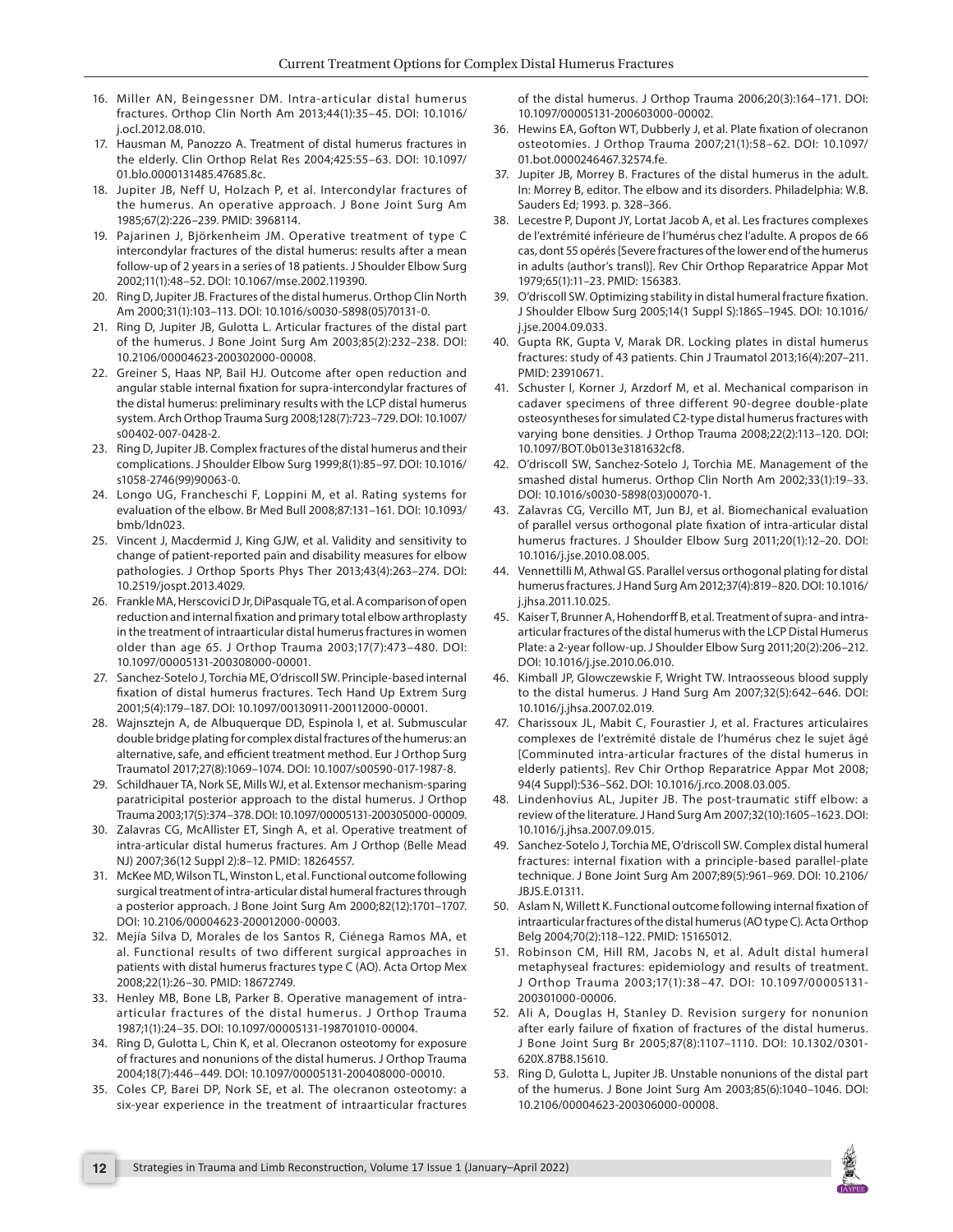16. Miller AN, Beingessner DM. Intra-articular distal humerus fractures. Orthop Clin North Am 2013;44(1):35–45. DOI: 10.1016/j.ocl.2012.08.010.
17. Hausman M, Panozzo A. Treatment of distal humerus fractures in the elderly. Clin Orthop Relat Res 2004;425:55–63. DOI: 10.1097/01.blo.0000131485.47685.8c.
18. Jupiter JB, Neff U, Holzach P, et al. Intercondylar fractures of the humerus. An operative approach. J Bone Joint Surg Am 1985;67(2):226–239. PMID: 3968114.
19. Pajarinen J, Björkenheim JM. Operative treatment of type C intercondylar fractures of the distal humerus: results after a mean follow-up of 2 years in a series of 18 patients. J Shoulder Elbow Surg 2002;11(1):48–52. DOI: 10.1067/mse.2002.119390.
20. Ring D, Jupiter JB. Fractures of the distal humerus. Orthop Clin North Am 2000;31(1):103–113. DOI: 10.1016/s0030-5898(05)70131-0.
21. Ring D, Jupiter JB, Gulotta L. Articular fractures of the distal part of the humerus. J Bone Joint Surg Am 2003;85(2):232–238. DOI: 10.2106/00004623-200302000-00008.
22. Greiner S, Haas NP, Bail HJ. Outcome after open reduction and angular stable internal fixation for supra-intercondylar fractures of the distal humerus: preliminary results with the LCP distal humerus system. Arch Orthop Trauma Surg 2008;128(7):723–729. DOI: 10.1007/s00402-007-0428-2.
23. Ring D, Jupiter JB. Complex fractures of the distal humerus and their complications. J Shoulder Elbow Surg 1999;8(1):85–97. DOI: 10.1016/s1058-2746(99)90063-0.
24. Longo UG, Franceschi F, Loppini M, et al. Rating systems for evaluation of the elbow. Br Med Bull 2008;87:131–161. DOI: 10.1093/bmb/ldn023.
25. Vincent J, Macdermid J, King GJW, et al. Validity and sensitivity to change of patient-reported pain and disability measures for elbow pathologies. J Orthop Sports Phys Ther 2013;43(4):263–274. DOI: 10.2519/jospt.2013.4029.
26. Frankle MA, Herscovici D Jr, DiPasquale TG, et al. A comparison of open reduction and internal fixation and primary total elbow arthroplasty in the treatment of intraarticular distal humerus fractures in women older than age 65. J Orthop Trauma 2003;17(7):473–480. DOI: 10.1097/00005131-200308000-00001.
27. Sanchez-Sotelo J, Torchia ME, O'driscoll SW. Principle-based internal fixation of distal humerus fractures. Tech Hand Up Extrem Surg 2001;5(4):179–187. DOI: 10.1097/00130911-200112000-00001.
28. Wajnsztejn A, de Albuquerque DD, Espinola I, et al. Submuscular double bridge plating for complex distal fractures of the humerus: an alternative, safe, and efficient treatment method. Eur J Orthop Surg Traumatol 2017;27(8):1069–1074. DOI: 10.1007/s00590-017-1987-8.
29. Schildhauer TA, Nork SE, Mills WJ, et al. Extensor mechanism-sparing paratricipital posterior approach to the distal humerus. J Orthop Trauma 2003;17(5):374–378. DOI: 10.1097/00005131-200305000-00009.
30. Zalavras CG, McAllister ET, Singh A, et al. Operative treatment of intra-articular distal humerus fractures. Am J Orthop (Belle Mead NJ) 2007;36(12 Suppl 2):8–12. PMID: 18264557.
31. McKee MD, Wilson TL, Winston L, et al. Functional outcome following surgical treatment of intra-articular distal humeral fractures through a posterior approach. J Bone Joint Surg Am 2000;82(12):1701–1707. DOI: 10.2106/00004623-200012000-00003.
32. Mejía Silva D, Morales de los Santos R, Ciénega Ramos MA, et al. Functional results of two different surgical approaches in patients with distal humerus fractures type C (AO). Acta Ortop Mex 2008;22(1):26–30. PMID: 18672749.
33. Henley MB, Bone LB, Parker B. Operative management of intra-articular fractures of the distal humerus. J Orthop Trauma 1987;1(1):24–35. DOI: 10.1097/00005131-198701010-00004.
34. Ring D, Gulotta L, Chin K, et al. Olecranon osteotomy for exposure of fractures and nonunions of the distal humerus. J Orthop Trauma 2004;18(7):446–449. DOI: 10.1097/00005131-200408000-00010.
35. Coles CP, Barei DP, Nork SE, et al. The olecranon osteotomy: a six-year experience in the treatment of intraarticular fractures of the distal humerus. J Orthop Trauma 2006;20(3):164–171. DOI: 10.1097/00005131-200603000-00002.
36. Hewins EA, Gofton WT, Dubberly J, et al. Plate fixation of olecranon osteotomies. J Orthop Trauma 2007;21(1):58–62. DOI: 10.1097/01.bot.0000246467.32574.fe.
37. Jupiter JB, Morrey B. Fractures of the distal humerus in the adult. In: Morrey B, editor. The elbow and its disorders. Philadelphia: W.B. Sauders Ed; 1993. p. 328–366.
38. Lecestre P, Dupont JY, Lortat Jacob A, et al. Les fractures complexes de l'extrémité inférieure de l'humérus chez l'adulte. A propos de 66 cas, dont 55 opérés [Severe fractures of the lower end of the humerus in adults (author's transl)]. Rev Chir Orthop Reparatrice Appar Mot 1979;65(1):11–23. PMID: 156383.
39. O'driscoll SW. Optimizing stability in distal humeral fracture fixation. J Shoulder Elbow Surg 2005;14(1 Suppl S):186S–194S. DOI: 10.1016/j.jse.2004.09.033.
40. Gupta RK, Gupta V, Marak DR. Locking plates in distal humerus fractures: study of 43 patients. Chin J Traumatol 2013;16(4):207–211. PMID: 23910671.
41. Schuster I, Korner J, Arzdorf M, et al. Mechanical comparison in cadaver specimens of three different 90-degree double-plate osteosyntheses for simulated C2-type distal humerus fractures with varying bone densities. J Orthop Trauma 2008;22(2):113–120. DOI: 10.1097/BOT.0b013e3181632cf8.
42. O'driscoll SW, Sanchez-Sotelo J, Torchia ME. Management of the smashed distal humerus. Orthop Clin North Am 2002;33(1):19–33. DOI: 10.1016/s0030-5898(03)00070-1.
43. Zalavras CG, Vercillo MT, Jun BJ, et al. Biomechanical evaluation of parallel versus orthogonal plate fixation of intra-articular distal humerus fractures. J Shoulder Elbow Surg 2011;20(1):12–20. DOI: 10.1016/j.jse.2010.08.005.
44. Vennettilli M, Athwal GS. Parallel versus orthogonal plating for distal humerus fractures. J Hand Surg Am 2012;37(4):819–820. DOI: 10.1016/j.jhsa.2011.10.025.
45. Kaiser T, Brunner A, Hohendorff B, et al. Treatment of supra- and intra-articular fractures of the distal humerus with the LCP Distal Humerus Plate: a 2-year follow-up. J Shoulder Elbow Surg 2011;20(2):206–212. DOI: 10.1016/j.jse.2010.06.010.
46. Kimball JP, Glowczewskie F, Wright TW. Intraosseous blood supply to the distal humerus. J Hand Surg Am 2007;32(5):642–646. DOI: 10.1016/j.jhsa.2007.02.019.
47. Charissoux JL, Mabit C, Fourastier J, et al. Fractures articulaires complexes de l'extrémité distale de l'humérus chez le sujet âgé [Comminuted intra-articular fractures of the distal humerus in elderly patients]. Rev Chir Orthop Reparatrice Appar Mot 2008; 94(4 Suppl):S36–S62. DOI: 10.1016/j.rco.2008.03.005.
48. Lindenhovius AL, Jupiter JB. The post-traumatic stiff elbow: a review of the literature. J Hand Surg Am 2007;32(10):1605–1623. DOI: 10.1016/j.jhsa.2007.09.015.
49. Sanchez-Sotelo J, Torchia ME, O'driscoll SW. Complex distal humeral fractures: internal fixation with a principle-based parallel-plate technique. J Bone Joint Surg Am 2007;89(5):961–969. DOI: 10.2106/JBJS.E.01311.
50. Aslam N, Willett K. Functional outcome following internal fixation of intraarticular fractures of the distal humerus (AO type C). Acta Orthop Belg 2004;70(2):118–122. PMID: 15165012.
51. Robinson CM, Hill RM, Jacobs N, et al. Adult distal humeral metaphyseal fractures: epidemiology and results of treatment. J Orthop Trauma 2003;17(1):38–47. DOI: 10.1097/00005131-200301000-00006.
52. Ali A, Douglas H, Stanley D. Revision surgery for nonunion after early failure of fixation of fractures of the distal humerus. J Bone Joint Surg Br 2005;87(8):1107–1110. DOI: 10.1302/0301-620X.87B8.15610.
53. Ring D, Gulotta L, Jupiter JB. Unstable nonunions of the distal part of the humerus. J Bone Joint Surg Am 2003;85(6):1040–1046. DOI: 10.2106/00004623-200306000-00008.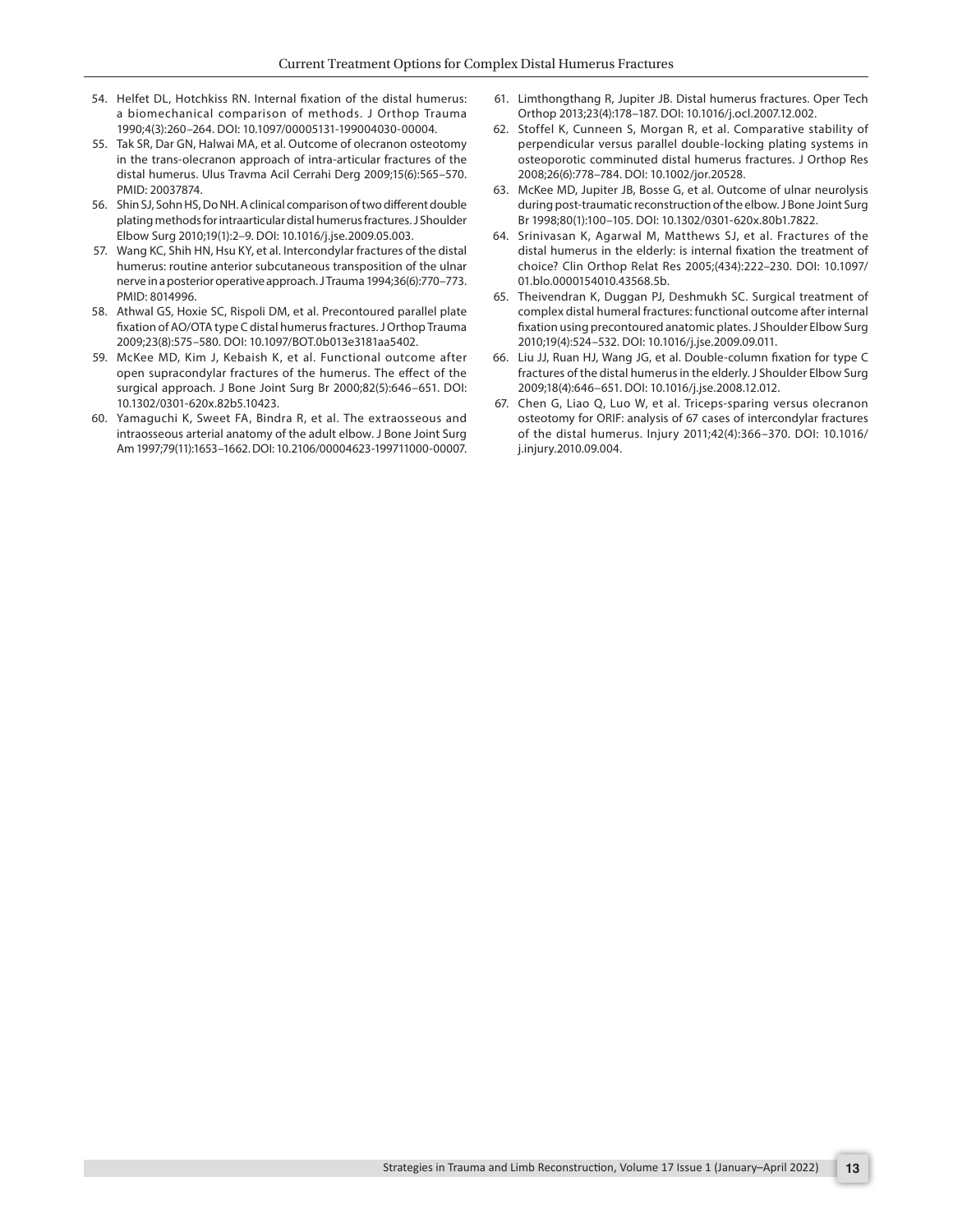54. Helfet DL, Hotchkiss RN. Internal fixation of the distal humerus: a biomechanical comparison of methods. J Orthop Trauma 1990;4(3):260–264. DOI: 10.1097/00005131-199004030-00004.
55. Tak SR, Dar GN, Halwai MA, et al. Outcome of olecranon osteotomy in the trans-olecranon approach of intra-articular fractures of the distal humerus. Ulus Travma Acil Cerrahi Derg 2009;15(6):565–570. PMID: 20037874.
56. Shin SJ, Sohn HS, Do NH. A clinical comparison of two different double plating methods for intraarticular distal humerus fractures. J Shoulder Elbow Surg 2010;19(1):2–9. DOI: 10.1016/j.jse.2009.05.003.
57. Wang KC, Shih HN, Hsu KY, et al. Intercondylar fractures of the distal humerus: routine anterior subcutaneous transposition of the ulnar nerve in a posterior operative approach. J Trauma 1994;36(6):770–773. PMID: 8014996.
58. Athwal GS, Hoxie SC, Rispoli DM, et al. Precontoured parallel plate fixation of AO/OTA type C distal humerus fractures. J Orthop Trauma 2009;23(8):575–580. DOI: 10.1097/BOT.0b013e3181aa5402.
59. McKee MD, Kim J, Kebaish K, et al. Functional outcome after open supracondylar fractures of the humerus. The effect of the surgical approach. J Bone Joint Surg Br 2000;82(5):646–651. DOI: 10.1302/0301-620x.82b5.10423.
60. Yamaguchi K, Sweet FA, Bindra R, et al. The extraosseous and intraosseous arterial anatomy of the adult elbow. J Bone Joint Surg Am 1997;79(11):1653–1662. DOI: 10.2106/00004623-199711000-00007.
61. Limthongthang R, Jupiter JB. Distal humerus fractures. Oper Tech Orthop 2013;23(4):178–187. DOI: 10.1016/j.ocl.2007.12.002.
62. Stoffel K, Cunneen S, Morgan R, et al. Comparative stability of perpendicular versus parallel double-locking plating systems in osteoporotic comminuted distal humerus fractures. J Orthop Res 2008;26(6):778–784. DOI: 10.1002/jor.20528.
63. McKee MD, Jupiter JB, Bosse G, et al. Outcome of ulnar neurolysis during post-traumatic reconstruction of the elbow. J Bone Joint Surg Br 1998;80(1):100–105. DOI: 10.1302/0301-620x.80b1.7822.
64. Srinivasan K, Agarwal M, Matthews SJ, et al. Fractures of the distal humerus in the elderly: is internal fixation the treatment of choice? Clin Orthop Relat Res 2005;(434):222–230. DOI: 10.1097/01.blo.0000154010.43568.5b.
65. Theivendran K, Duggan PJ, Deshmukh SC. Surgical treatment of complex distal humeral fractures: functional outcome after internal fixation using precontoured anatomic plates. J Shoulder Elbow Surg 2010;19(4):524–532. DOI: 10.1016/j.jse.2009.09.011.
66. Liu JJ, Ruan HJ, Wang JG, et al. Double-column fixation for type C fractures of the distal humerus in the elderly. J Shoulder Elbow Surg 2009;18(4):646–651. DOI: 10.1016/j.jse.2008.12.012.
67. Chen G, Liao Q, Luo W, et al. Triceps-sparing versus olecranon osteotomy for ORIF: analysis of 67 cases of intercondylar fractures of the distal humerus. Injury 2011;42(4):366–370. DOI: 10.1016/j.injury.2010.09.004.